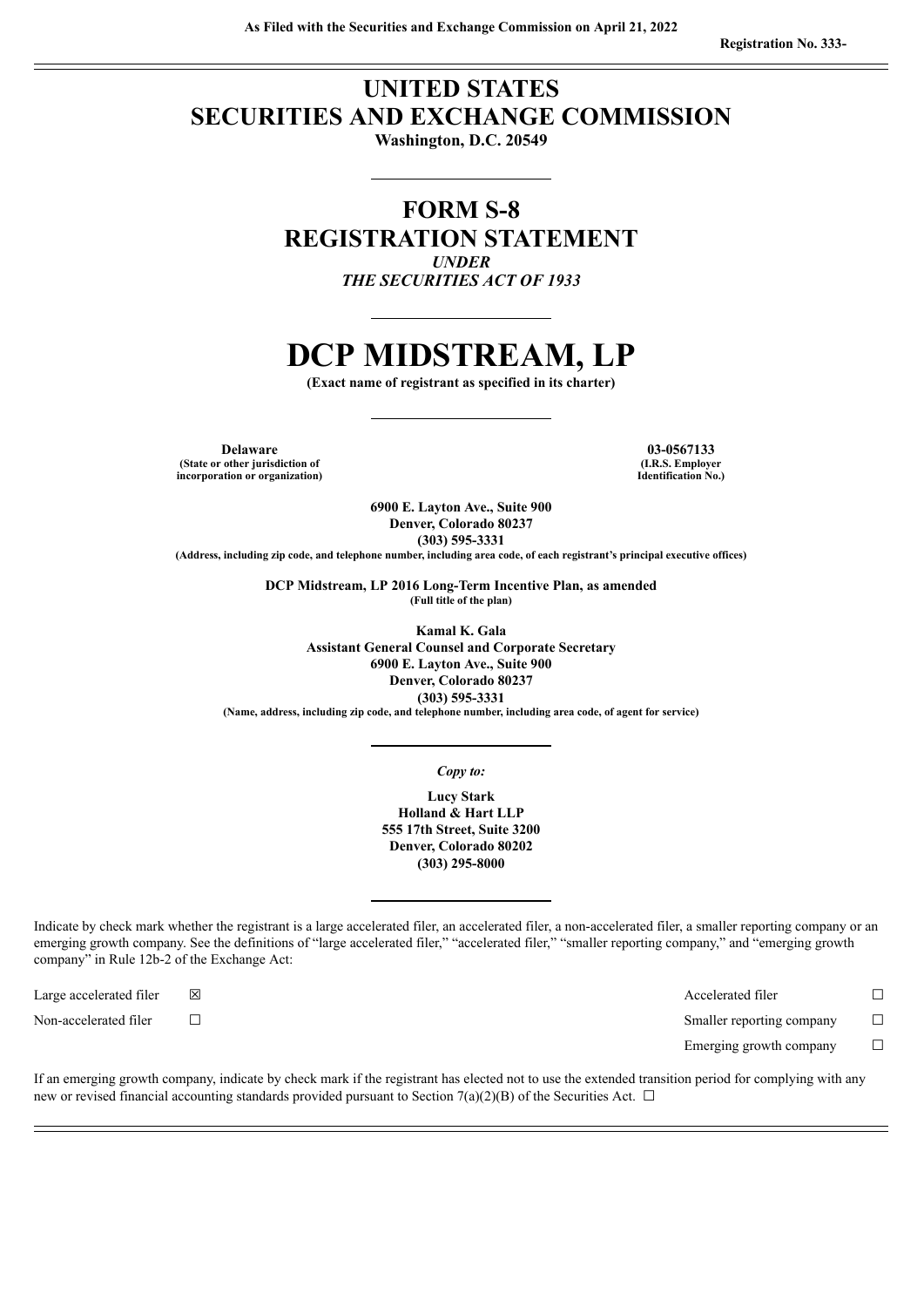**As Filed with the Securities and Exchange Commission on April 21, 2022**

**Registration No. 333-**

# UNITED STATES
# SECURITIES AND EXCHANGE COMMISSION

**Washington, D.C. 20549**

---

## FORM S-8
## REGISTRATION STATEMENT
*UNDER*
*THE SECURITIES ACT OF 1933*

---

# DCP MIDSTREAM, LP

**(Exact name of registrant as specified in its charter)**

---

| **Delaware** | **03-0567133** |
|---|---|
| **(State or other jurisdiction of incorporation or organization)** | **(I.R.S. Employer Identification No.)** |

**6900 E. Layton Ave., Suite 900**
**Denver, Colorado 80237**
**(303) 595-3331**
**(Address, including zip code, and telephone number, including area code, of each registrant's principal executive offices)**

**DCP Midstream, LP 2016 Long-Term Incentive Plan, as amended**
**(Full title of the plan)**

**Kamal K. Gala**
**Assistant General Counsel and Corporate Secretary**
**6900 E. Layton Ave., Suite 900**
**Denver, Colorado 80237**
**(303) 595-3331**
**(Name, address, including zip code, and telephone number, including area code, of agent for service)**

---

*Copy to:*

**Lucy Stark**
**Holland & Hart LLP**
**555 17th Street, Suite 3200**
**Denver, Colorado 80202**
**(303) 295-8000**

---

Indicate by check mark whether the registrant is a large accelerated filer, an accelerated filer, a non-accelerated filer, a smaller reporting company or an emerging growth company. See the definitions of "large accelerated filer," "accelerated filer," "smaller reporting company," and "emerging growth company" in Rule 12b-2 of the Exchange Act:

| | | | |
|---|---|---|---|
| Large accelerated filer | ☒ | Accelerated filer | ☐ |
| Non-accelerated filer | ☐ | Smaller reporting company | ☐ |
| | | Emerging growth company | ☐ |

If an emerging growth company, indicate by check mark if the registrant has elected not to use the extended transition period for complying with any new or revised financial accounting standards provided pursuant to Section 7(a)(2)(B) of the Securities Act. ☐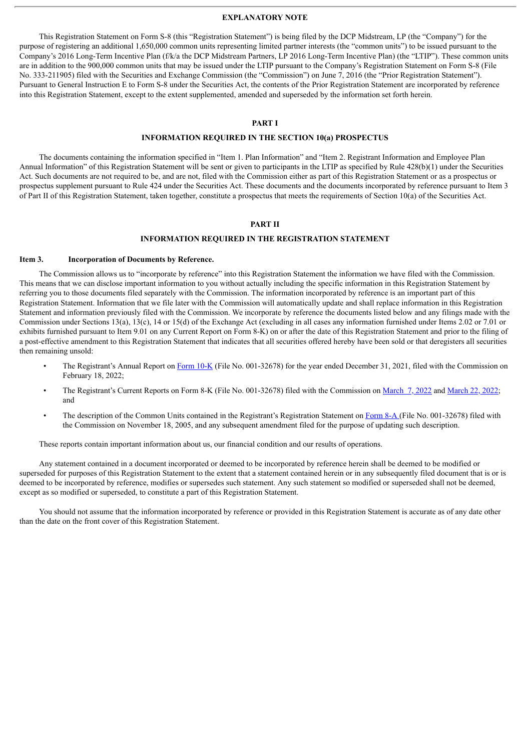## EXPLANATORY NOTE

This Registration Statement on Form S-8 (this "Registration Statement") is being filed by the DCP Midstream, LP (the "Company") for the purpose of registering an additional 1,650,000 common units representing limited partner interests (the "common units") to be issued pursuant to the Company's 2016 Long-Term Incentive Plan (f/k/a the DCP Midstream Partners, LP 2016 Long-Term Incentive Plan) (the "LTIP"). These common units are in addition to the 900,000 common units that may be issued under the LTIP pursuant to the Company's Registration Statement on Form S-8 (File No. 333-211905) filed with the Securities and Exchange Commission (the "Commission") on June 7, 2016 (the "Prior Registration Statement"). Pursuant to General Instruction E to Form S-8 under the Securities Act, the contents of the Prior Registration Statement are incorporated by reference into this Registration Statement, except to the extent supplemented, amended and superseded by the information set forth herein.

## PART I

## INFORMATION REQUIRED IN THE SECTION 10(a) PROSPECTUS

The documents containing the information specified in "Item 1. Plan Information" and "Item 2. Registrant Information and Employee Plan Annual Information" of this Registration Statement will be sent or given to participants in the LTIP as specified by Rule 428(b)(1) under the Securities Act. Such documents are not required to be, and are not, filed with the Commission either as part of this Registration Statement or as a prospectus or prospectus supplement pursuant to Rule 424 under the Securities Act. These documents and the documents incorporated by reference pursuant to Item 3 of Part II of this Registration Statement, taken together, constitute a prospectus that meets the requirements of Section 10(a) of the Securities Act.

## PART II

## INFORMATION REQUIRED IN THE REGISTRATION STATEMENT

### Item 3. Incorporation of Documents by Reference.

The Commission allows us to "incorporate by reference" into this Registration Statement the information we have filed with the Commission. This means that we can disclose important information to you without actually including the specific information in this Registration Statement by referring you to those documents filed separately with the Commission. The information incorporated by reference is an important part of this Registration Statement. Information that we file later with the Commission will automatically update and shall replace information in this Registration Statement and information previously filed with the Commission. We incorporate by reference the documents listed below and any filings made with the Commission under Sections 13(a), 13(c), 14 or 15(d) of the Exchange Act (excluding in all cases any information furnished under Items 2.02 or 7.01 or exhibits furnished pursuant to Item 9.01 on any Current Report on Form 8-K) on or after the date of this Registration Statement and prior to the filing of a post-effective amendment to this Registration Statement that indicates that all securities offered hereby have been sold or that deregisters all securities then remaining unsold:

- The Registrant's Annual Report on Form 10-K (File No. 001-32678) for the year ended December 31, 2021, filed with the Commission on February 18, 2022;
- The Registrant's Current Reports on Form 8-K (File No. 001-32678) filed with the Commission on March 7, 2022 and March 22, 2022; and
- The description of the Common Units contained in the Registrant's Registration Statement on Form 8-A (File No. 001-32678) filed with the Commission on November 18, 2005, and any subsequent amendment filed for the purpose of updating such description.

These reports contain important information about us, our financial condition and our results of operations.

Any statement contained in a document incorporated or deemed to be incorporated by reference herein shall be deemed to be modified or superseded for purposes of this Registration Statement to the extent that a statement contained herein or in any subsequently filed document that is or is deemed to be incorporated by reference, modifies or supersedes such statement. Any such statement so modified or superseded shall not be deemed, except as so modified or superseded, to constitute a part of this Registration Statement.

You should not assume that the information incorporated by reference or provided in this Registration Statement is accurate as of any date other than the date on the front cover of this Registration Statement.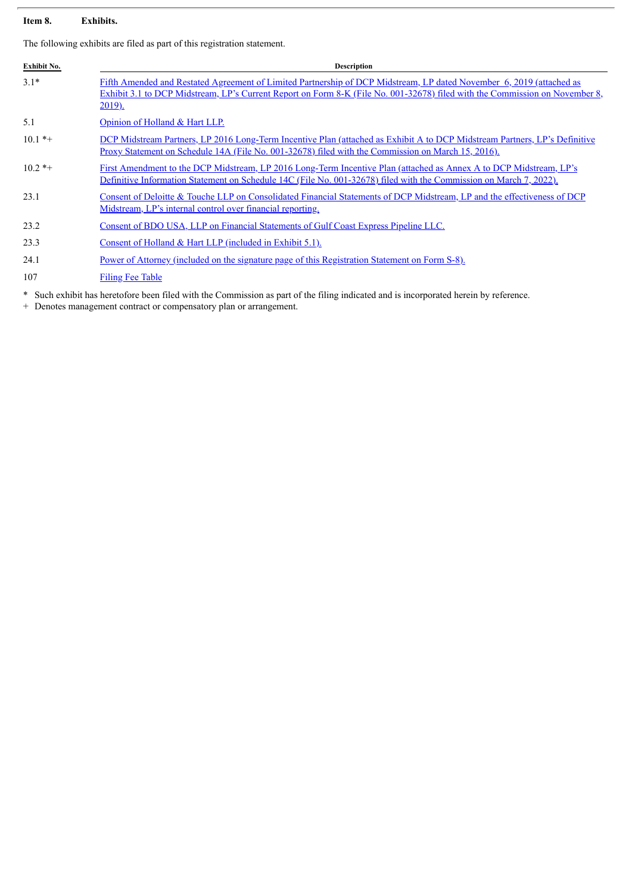**Item 8. Exhibits.**

The following exhibits are filed as part of this registration statement.

| Exhibit No. | Description |
|---|---|
| 3.1* | Fifth Amended and Restated Agreement of Limited Partnership of DCP Midstream, LP dated November 6, 2019 (attached as Exhibit 3.1 to DCP Midstream, LP's Current Report on Form 8-K (File No. 001-32678) filed with the Commission on November 8, 2019). |
| 5.1 | Opinion of Holland & Hart LLP. |
| 10.1 *+ | DCP Midstream Partners, LP 2016 Long-Term Incentive Plan (attached as Exhibit A to DCP Midstream Partners, LP's Definitive Proxy Statement on Schedule 14A (File No. 001-32678) filed with the Commission on March 15, 2016). |
| 10.2 *+ | First Amendment to the DCP Midstream, LP 2016 Long-Term Incentive Plan (attached as Annex A to DCP Midstream, LP's Definitive Information Statement on Schedule 14C (File No. 001-32678) filed with the Commission on March 7, 2022). |
| 23.1 | Consent of Deloitte & Touche LLP on Consolidated Financial Statements of DCP Midstream, LP and the effectiveness of DCP Midstream, LP's internal control over financial reporting. |
| 23.2 | Consent of BDO USA, LLP on Financial Statements of Gulf Coast Express Pipeline LLC. |
| 23.3 | Consent of Holland & Hart LLP (included in Exhibit 5.1). |
| 24.1 | Power of Attorney (included on the signature page of this Registration Statement on Form S-8). |
| 107 | Filing Fee Table |

\* Such exhibit has heretofore been filed with the Commission as part of the filing indicated and is incorporated herein by reference.

\+ Denotes management contract or compensatory plan or arrangement.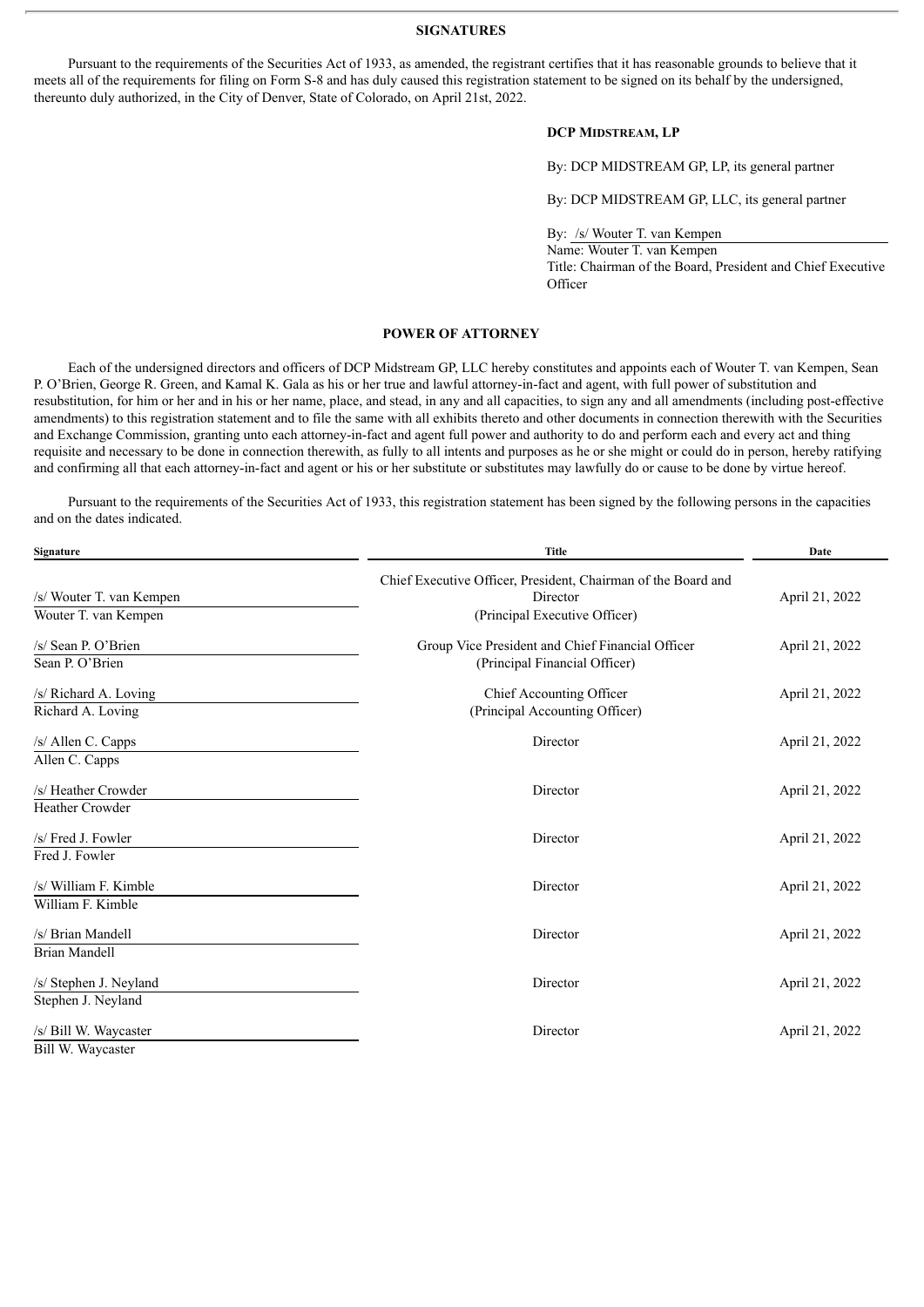## SIGNATURES

Pursuant to the requirements of the Securities Act of 1933, as amended, the registrant certifies that it has reasonable grounds to believe that it meets all of the requirements for filing on Form S-8 and has duly caused this registration statement to be signed on its behalf by the undersigned, thereunto duly authorized, in the City of Denver, State of Colorado, on April 21st, 2022.

**DCP MIDSTREAM, LP**

By: DCP MIDSTREAM GP, LP, its general partner

By: DCP MIDSTREAM GP, LLC, its general partner

By: /s/ Wouter T. van Kempen
Name: Wouter T. van Kempen
Title: Chairman of the Board, President and Chief Executive Officer

## POWER OF ATTORNEY

Each of the undersigned directors and officers of DCP Midstream GP, LLC hereby constitutes and appoints each of Wouter T. van Kempen, Sean P. O'Brien, George R. Green, and Kamal K. Gala as his or her true and lawful attorney-in-fact and agent, with full power of substitution and resubstitution, for him or her and in his or her name, place, and stead, in any and all capacities, to sign any and all amendments (including post-effective amendments) to this registration statement and to file the same with all exhibits thereto and other documents in connection therewith with the Securities and Exchange Commission, granting unto each attorney-in-fact and agent full power and authority to do and perform each and every act and thing requisite and necessary to be done in connection therewith, as fully to all intents and purposes as he or she might or could do in person, hereby ratifying and confirming all that each attorney-in-fact and agent or his or her substitute or substitutes may lawfully do or cause to be done by virtue hereof.

Pursuant to the requirements of the Securities Act of 1933, this registration statement has been signed by the following persons in the capacities and on the dates indicated.

| Signature | Title | Date |
|---|---|---|
| /s/ Wouter T. van Kempen<br>Wouter T. van Kempen | Chief Executive Officer, President, Chairman of the Board and Director<br>(Principal Executive Officer) | April 21, 2022 |
| /s/ Sean P. O'Brien<br>Sean P. O'Brien | Group Vice President and Chief Financial Officer<br>(Principal Financial Officer) | April 21, 2022 |
| /s/ Richard A. Loving<br>Richard A. Loving | Chief Accounting Officer<br>(Principal Accounting Officer) | April 21, 2022 |
| /s/ Allen C. Capps<br>Allen C. Capps | Director | April 21, 2022 |
| /s/ Heather Crowder<br>Heather Crowder | Director | April 21, 2022 |
| /s/ Fred J. Fowler<br>Fred J. Fowler | Director | April 21, 2022 |
| /s/ William F. Kimble<br>William F. Kimble | Director | April 21, 2022 |
| /s/ Brian Mandell<br>Brian Mandell | Director | April 21, 2022 |
| /s/ Stephen J. Neyland<br>Stephen J. Neyland | Director | April 21, 2022 |
| /s/ Bill W. Waycaster<br>Bill W. Waycaster | Director | April 21, 2022 |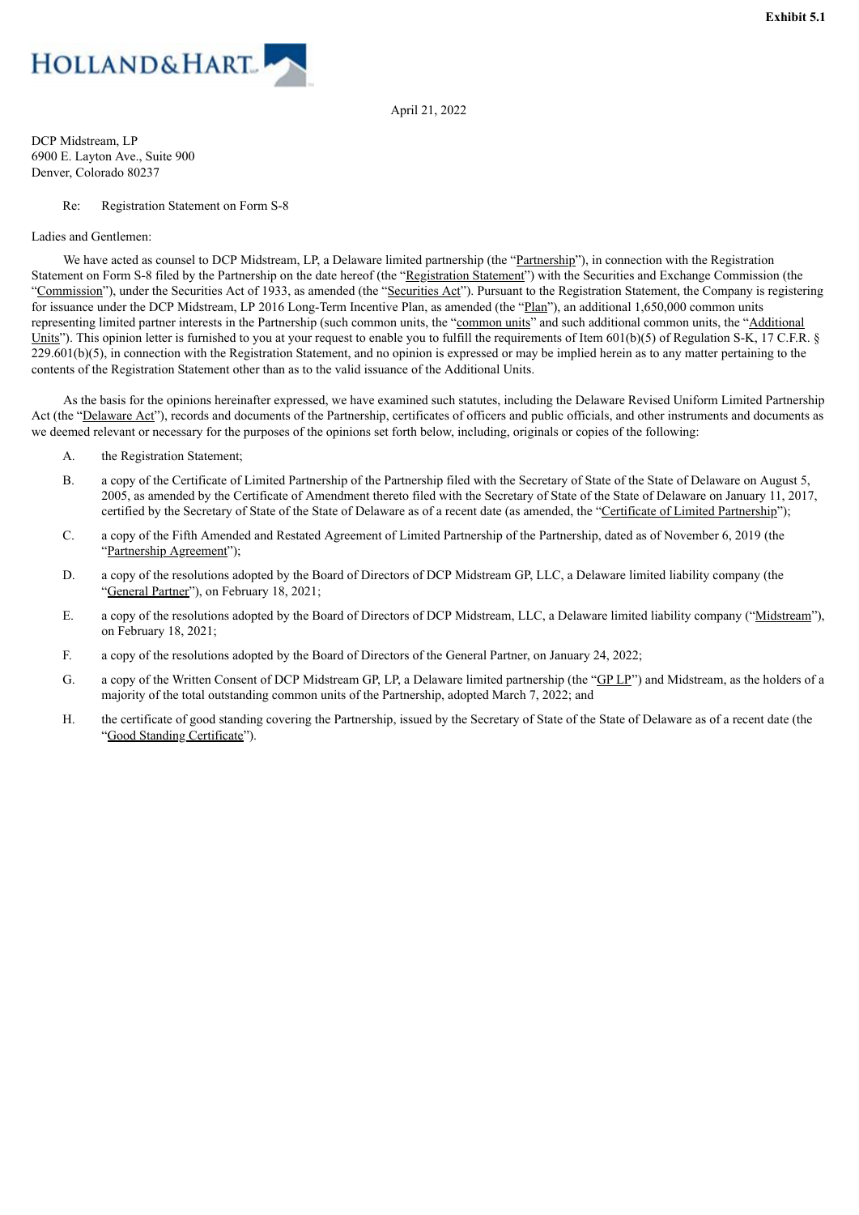**Exhibit 5.1**

HOLLAND&HART

April 21, 2022

DCP Midstream, LP
6900 E. Layton Ave., Suite 900
Denver, Colorado 80237

Re: Registration Statement on Form S-8

Ladies and Gentlemen:

We have acted as counsel to DCP Midstream, LP, a Delaware limited partnership (the "Partnership"), in connection with the Registration Statement on Form S-8 filed by the Partnership on the date hereof (the "Registration Statement") with the Securities and Exchange Commission (the "Commission"), under the Securities Act of 1933, as amended (the "Securities Act"). Pursuant to the Registration Statement, the Company is registering for issuance under the DCP Midstream, LP 2016 Long-Term Incentive Plan, as amended (the "Plan"), an additional 1,650,000 common units representing limited partner interests in the Partnership (such common units, the "common units" and such additional common units, the "Additional Units"). This opinion letter is furnished to you at your request to enable you to fulfill the requirements of Item 601(b)(5) of Regulation S-K, 17 C.F.R. § 229.601(b)(5), in connection with the Registration Statement, and no opinion is expressed or may be implied herein as to any matter pertaining to the contents of the Registration Statement other than as to the valid issuance of the Additional Units.

As the basis for the opinions hereinafter expressed, we have examined such statutes, including the Delaware Revised Uniform Limited Partnership Act (the "Delaware Act"), records and documents of the Partnership, certificates of officers and public officials, and other instruments and documents as we deemed relevant or necessary for the purposes of the opinions set forth below, including, originals or copies of the following:

A. the Registration Statement;

B. a copy of the Certificate of Limited Partnership of the Partnership filed with the Secretary of State of the State of Delaware on August 5, 2005, as amended by the Certificate of Amendment thereto filed with the Secretary of State of the State of Delaware on January 11, 2017, certified by the Secretary of State of the State of Delaware as of a recent date (as amended, the "Certificate of Limited Partnership");

C. a copy of the Fifth Amended and Restated Agreement of Limited Partnership of the Partnership, dated as of November 6, 2019 (the "Partnership Agreement");

D. a copy of the resolutions adopted by the Board of Directors of DCP Midstream GP, LLC, a Delaware limited liability company (the "General Partner"), on February 18, 2021;

E. a copy of the resolutions adopted by the Board of Directors of DCP Midstream, LLC, a Delaware limited liability company ("Midstream"), on February 18, 2021;

F. a copy of the resolutions adopted by the Board of Directors of the General Partner, on January 24, 2022;

G. a copy of the Written Consent of DCP Midstream GP, LP, a Delaware limited partnership (the "GP LP") and Midstream, as the holders of a majority of the total outstanding common units of the Partnership, adopted March 7, 2022; and

H. the certificate of good standing covering the Partnership, issued by the Secretary of State of the State of Delaware as of a recent date (the "Good Standing Certificate").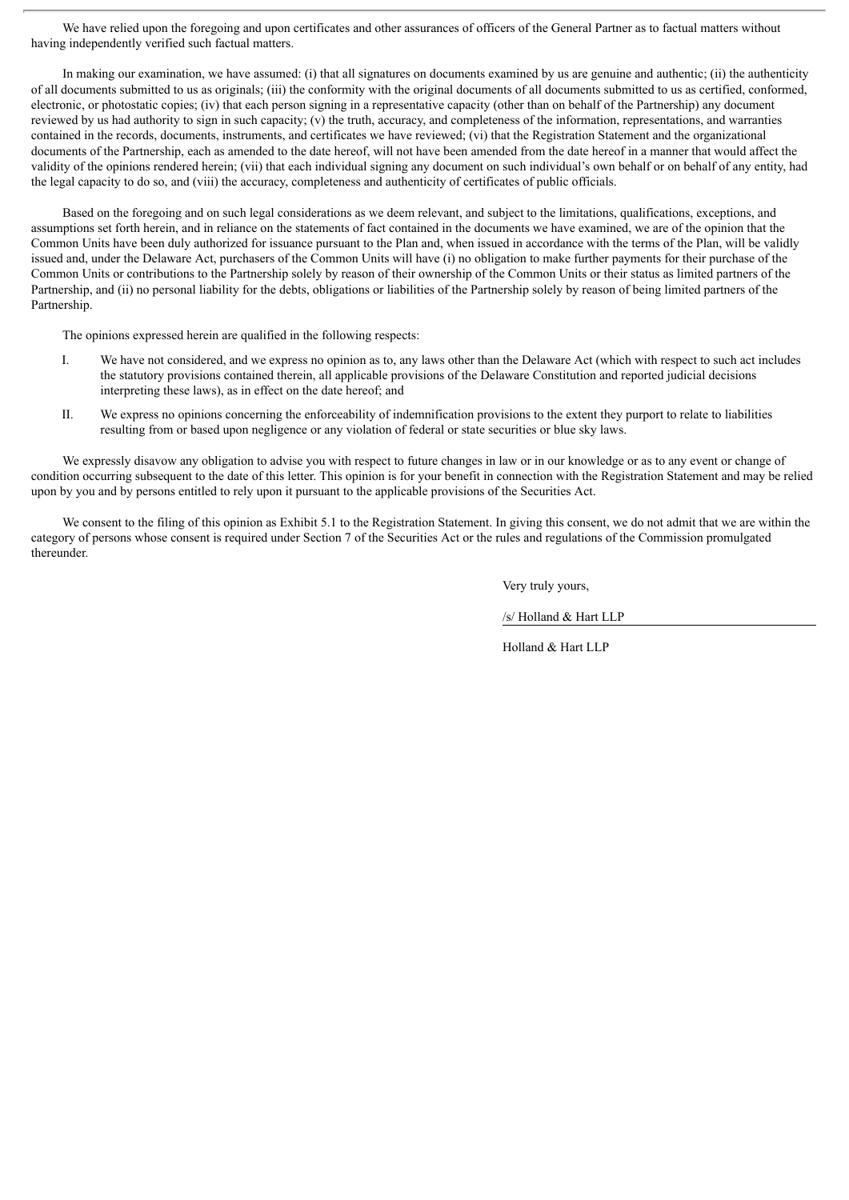We have relied upon the foregoing and upon certificates and other assurances of officers of the General Partner as to factual matters without having independently verified such factual matters.

In making our examination, we have assumed: (i) that all signatures on documents examined by us are genuine and authentic; (ii) the authenticity of all documents submitted to us as originals; (iii) the conformity with the original documents of all documents submitted to us as certified, conformed, electronic, or photostatic copies; (iv) that each person signing in a representative capacity (other than on behalf of the Partnership) any document reviewed by us had authority to sign in such capacity; (v) the truth, accuracy, and completeness of the information, representations, and warranties contained in the records, documents, instruments, and certificates we have reviewed; (vi) that the Registration Statement and the organizational documents of the Partnership, each as amended to the date hereof, will not have been amended from the date hereof in a manner that would affect the validity of the opinions rendered herein; (vii) that each individual signing any document on such individual's own behalf or on behalf of any entity, had the legal capacity to do so, and (viii) the accuracy, completeness and authenticity of certificates of public officials.

Based on the foregoing and on such legal considerations as we deem relevant, and subject to the limitations, qualifications, exceptions, and assumptions set forth herein, and in reliance on the statements of fact contained in the documents we have examined, we are of the opinion that the Common Units have been duly authorized for issuance pursuant to the Plan and, when issued in accordance with the terms of the Plan, will be validly issued and, under the Delaware Act, purchasers of the Common Units will have (i) no obligation to make further payments for their purchase of the Common Units or contributions to the Partnership solely by reason of their ownership of the Common Units or their status as limited partners of the Partnership, and (ii) no personal liability for the debts, obligations or liabilities of the Partnership solely by reason of being limited partners of the Partnership.

The opinions expressed herein are qualified in the following respects:

I. We have not considered, and we express no opinion as to, any laws other than the Delaware Act (which with respect to such act includes the statutory provisions contained therein, all applicable provisions of the Delaware Constitution and reported judicial decisions interpreting these laws), as in effect on the date hereof; and

II. We express no opinions concerning the enforceability of indemnification provisions to the extent they purport to relate to liabilities resulting from or based upon negligence or any violation of federal or state securities or blue sky laws.

We expressly disavow any obligation to advise you with respect to future changes in law or in our knowledge or as to any event or change of condition occurring subsequent to the date of this letter. This opinion is for your benefit in connection with the Registration Statement and may be relied upon by you and by persons entitled to rely upon it pursuant to the applicable provisions of the Securities Act.

We consent to the filing of this opinion as Exhibit 5.1 to the Registration Statement. In giving this consent, we do not admit that we are within the category of persons whose consent is required under Section 7 of the Securities Act or the rules and regulations of the Commission promulgated thereunder.

Very truly yours,

/s/ Holland & Hart LLP

Holland & Hart LLP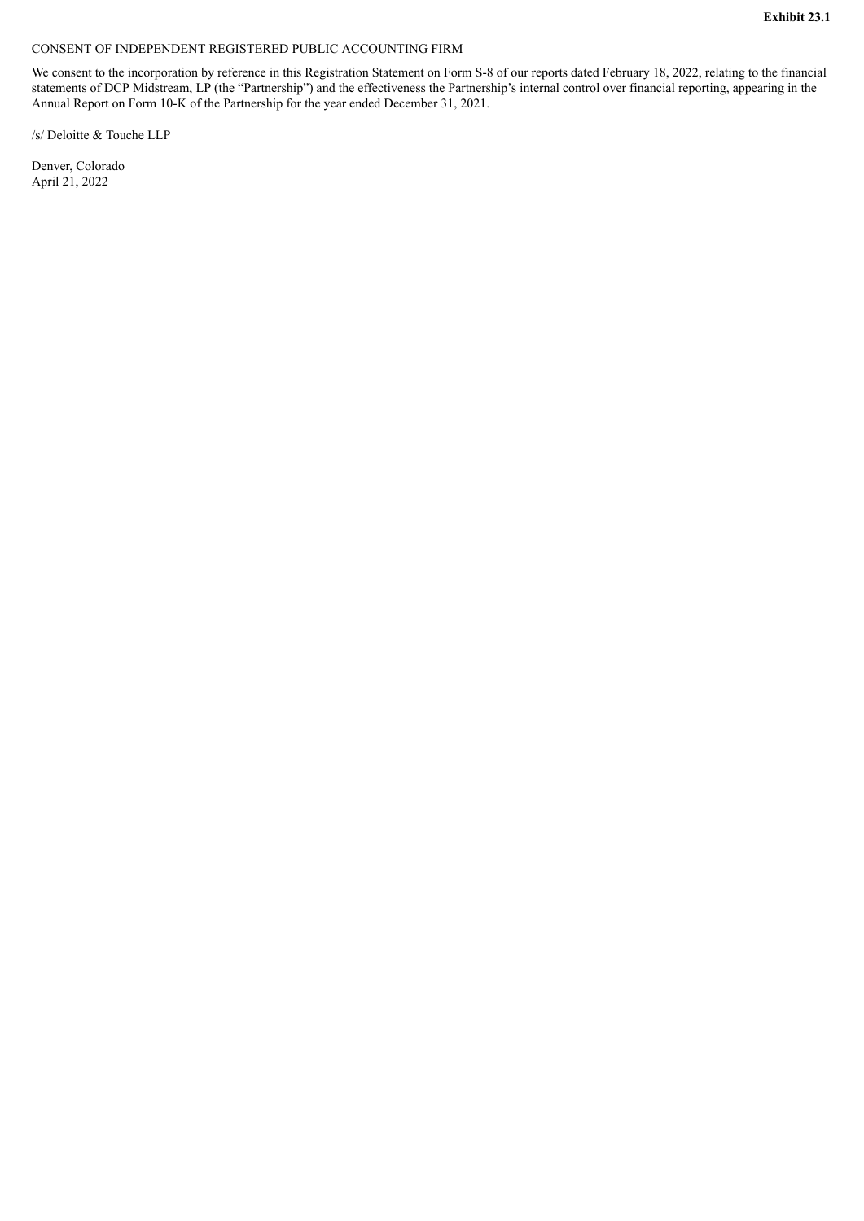**Exhibit 23.1**

CONSENT OF INDEPENDENT REGISTERED PUBLIC ACCOUNTING FIRM

We consent to the incorporation by reference in this Registration Statement on Form S-8 of our reports dated February 18, 2022, relating to the financial statements of DCP Midstream, LP (the "Partnership") and the effectiveness the Partnership's internal control over financial reporting, appearing in the Annual Report on Form 10-K of the Partnership for the year ended December 31, 2021.

/s/ Deloitte & Touche LLP

Denver, Colorado
April 21, 2022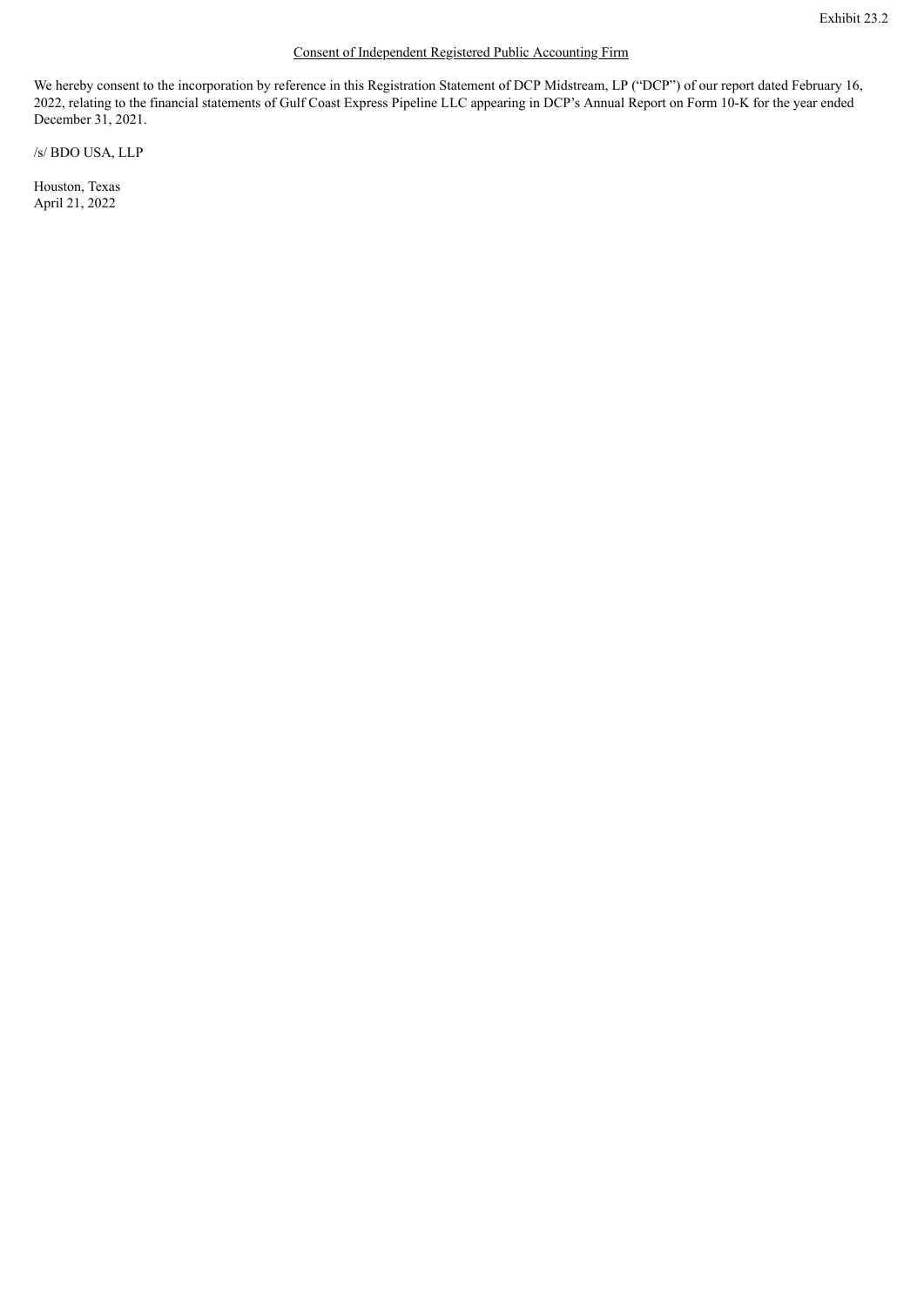Exhibit 23.2

Consent of Independent Registered Public Accounting Firm

We hereby consent to the incorporation by reference in this Registration Statement of DCP Midstream, LP ("DCP") of our report dated February 16, 2022, relating to the financial statements of Gulf Coast Express Pipeline LLC appearing in DCP's Annual Report on Form 10-K for the year ended December 31, 2021.

/s/ BDO USA, LLP

Houston, Texas
April 21, 2022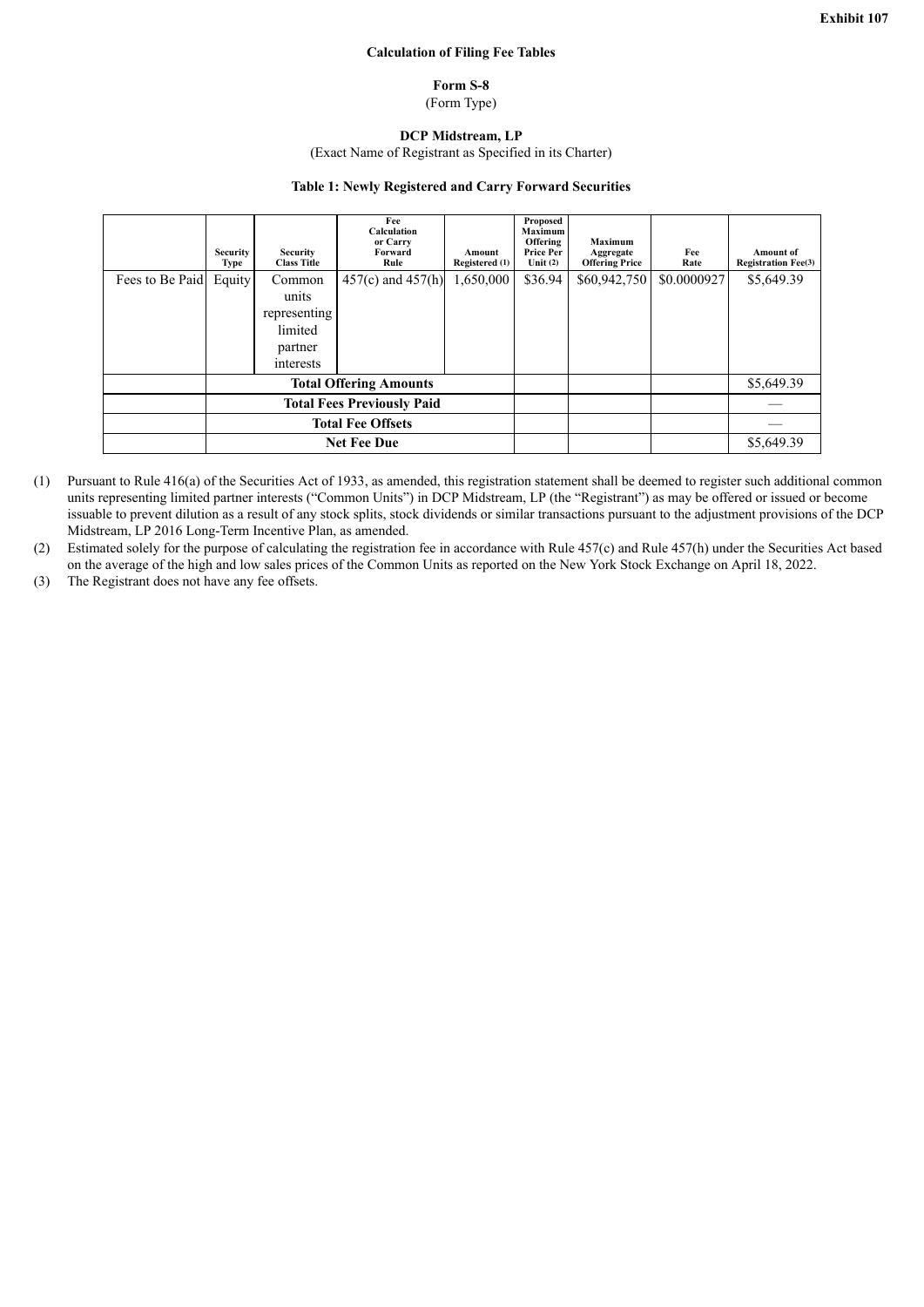**Exhibit 107**

**Calculation of Filing Fee Tables**

**Form S-8**
(Form Type)

**DCP Midstream, LP**
(Exact Name of Registrant as Specified in its Charter)

**Table 1: Newly Registered and Carry Forward Securities**

| | Security Type | Security Class Title | Fee Calculation or Carry Forward Rule | Amount Registered (1) | Proposed Maximum Offering Price Per Unit (2) | Maximum Aggregate Offering Price | Fee Rate | Amount of Registration Fee(3) |
|---|---|---|---|---|---|---|---|---|
| Fees to Be Paid | Equity | Common units representing limited partner interests | 457(c) and 457(h) | 1,650,000 | $36.94 | $60,942,750 | $0.0000927 | $5,649.39 |
| | Total Offering Amounts | | | | | | | $5,649.39 |
| | Total Fees Previously Paid | | | | | | | — |
| | Total Fee Offsets | | | | | | | — |
| | Net Fee Due | | | | | | | $5,649.39 |

(1) Pursuant to Rule 416(a) of the Securities Act of 1933, as amended, this registration statement shall be deemed to register such additional common units representing limited partner interests ("Common Units") in DCP Midstream, LP (the "Registrant") as may be offered or issued or become issuable to prevent dilution as a result of any stock splits, stock dividends or similar transactions pursuant to the adjustment provisions of the DCP Midstream, LP 2016 Long-Term Incentive Plan, as amended.

(2) Estimated solely for the purpose of calculating the registration fee in accordance with Rule 457(c) and Rule 457(h) under the Securities Act based on the average of the high and low sales prices of the Common Units as reported on the New York Stock Exchange on April 18, 2022.

(3) The Registrant does not have any fee offsets.